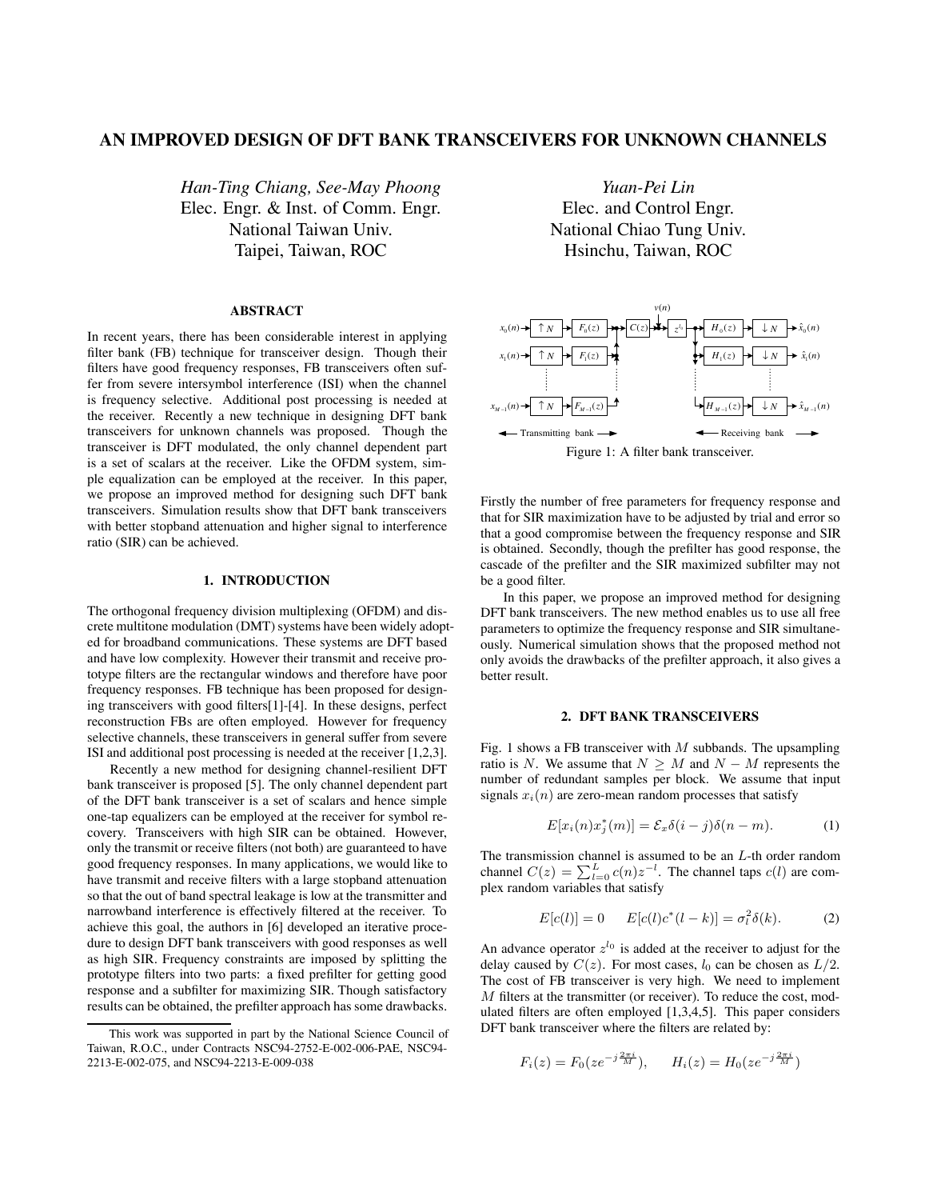# AN IMPROVED DESIGN OF DFT BANK TRANSCEIVERS FOR UNKNOWN CHANNELS

*Han-Ting Chiang, See-May Phoong*
Elec. Engr. & Inst. of Comm. Engr.
National Taiwan Univ.
Taipei, Taiwan, ROC

*Yuan-Pei Lin*
Elec. and Control Engr.
National Chiao Tung Univ.
Hsinchu, Taiwan, ROC

## ABSTRACT

In recent years, there has been considerable interest in applying filter bank (FB) technique for transceiver design. Though their filters have good frequency responses, FB transceivers often suffer from severe intersymbol interference (ISI) when the channel is frequency selective. Additional post processing is needed at the receiver. Recently a new technique in designing DFT bank transceivers for unknown channels was proposed. Though the transceiver is DFT modulated, the only channel dependent part is a set of scalars at the receiver. Like the OFDM system, simple equalization can be employed at the receiver. In this paper, we propose an improved method for designing such DFT bank transceivers. Simulation results show that DFT bank transceivers with better stopband attenuation and higher signal to interference ratio (SIR) can be achieved.

## 1. INTRODUCTION

The orthogonal frequency division multiplexing (OFDM) and discrete multitone modulation (DMT) systems have been widely adopted for broadband communications. These systems are DFT based and have low complexity. However their transmit and receive prototype filters are the rectangular windows and therefore have poor frequency responses. FB technique has been proposed for designing transceivers with good filters[1]-[4]. In these designs, perfect reconstruction FBs are often employed. However for frequency selective channels, these transceivers in general suffer from severe ISI and additional post processing is needed at the receiver [1,2,3].

Recently a new method for designing channel-resilient DFT bank transceiver is proposed [5]. The only channel dependent part of the DFT bank transceiver is a set of scalars and hence simple one-tap equalizers can be employed at the receiver for symbol recovery. Transceivers with high SIR can be obtained. However, only the transmit or receive filters (not both) are guaranteed to have good frequency responses. In many applications, we would like to have transmit and receive filters with a large stopband attenuation so that the out of band spectral leakage is low at the transmitter and narrowband interference is effectively filtered at the receiver. To achieve this goal, the authors in [6] developed an iterative procedure to design DFT bank transceivers with good responses as well as high SIR. Frequency constraints are imposed by splitting the prototype filters into two parts: a fixed prefilter for getting good response and a subfilter for maximizing SIR. Though satisfactory results can be obtained, the prefilter approach has some drawbacks.

This work was supported in part by the National Science Council of Taiwan, R.O.C., under Contracts NSC94-2752-E-002-006-PAE, NSC94-2213-E-002-075, and NSC94-2213-E-009-038

Figure 1: A filter bank transceiver.

Firstly the number of free parameters for frequency response and that for SIR maximization have to be adjusted by trial and error so that a good compromise between the frequency response and SIR is obtained. Secondly, though the prefilter has good response, the cascade of the prefilter and the SIR maximized subfilter may not be a good filter.

In this paper, we propose an improved method for designing DFT bank transceivers. The new method enables us to use all free parameters to optimize the frequency response and SIR simultaneously. Numerical simulation shows that the proposed method not only avoids the drawbacks of the prefilter approach, it also gives a better result.

## 2. DFT BANK TRANSCEIVERS

Fig. 1 shows a FB transceiver with $M$ subbands. The upsampling ratio is $N$. We assume that $N \geq M$ and $N - M$ represents the number of redundant samples per block. We assume that input signals $x_i(n)$ are zero-mean random processes that satisfy

$$E[x_i(n)x_j^*(m)] = \mathcal{E}_x \delta(i-j)\delta(n-m). \tag{1}$$

The transmission channel is assumed to be an $L$-th order random channel $C(z) = \sum_{l=0}^{L} c(n)z^{-l}$. The channel taps $c(l)$ are complex random variables that satisfy

$$E[c(l)] = 0 \qquad E[c(l)c^*(l-k)] = \sigma_l^2 \delta(k). \tag{2}$$

An advance operator $z^{l_0}$ is added at the receiver to adjust for the delay caused by $C(z)$. For most cases, $l_0$ can be chosen as $L/2$. The cost of FB transceiver is very high. We need to implement $M$ filters at the transmitter (or receiver). To reduce the cost, modulated filters are often employed [1,3,4,5]. This paper considers DFT bank transceiver where the filters are related by:

$$F_i(z) = F_0(ze^{-j\frac{2\pi i}{M}}), \qquad H_i(z) = H_0(ze^{-j\frac{2\pi i}{M}})$$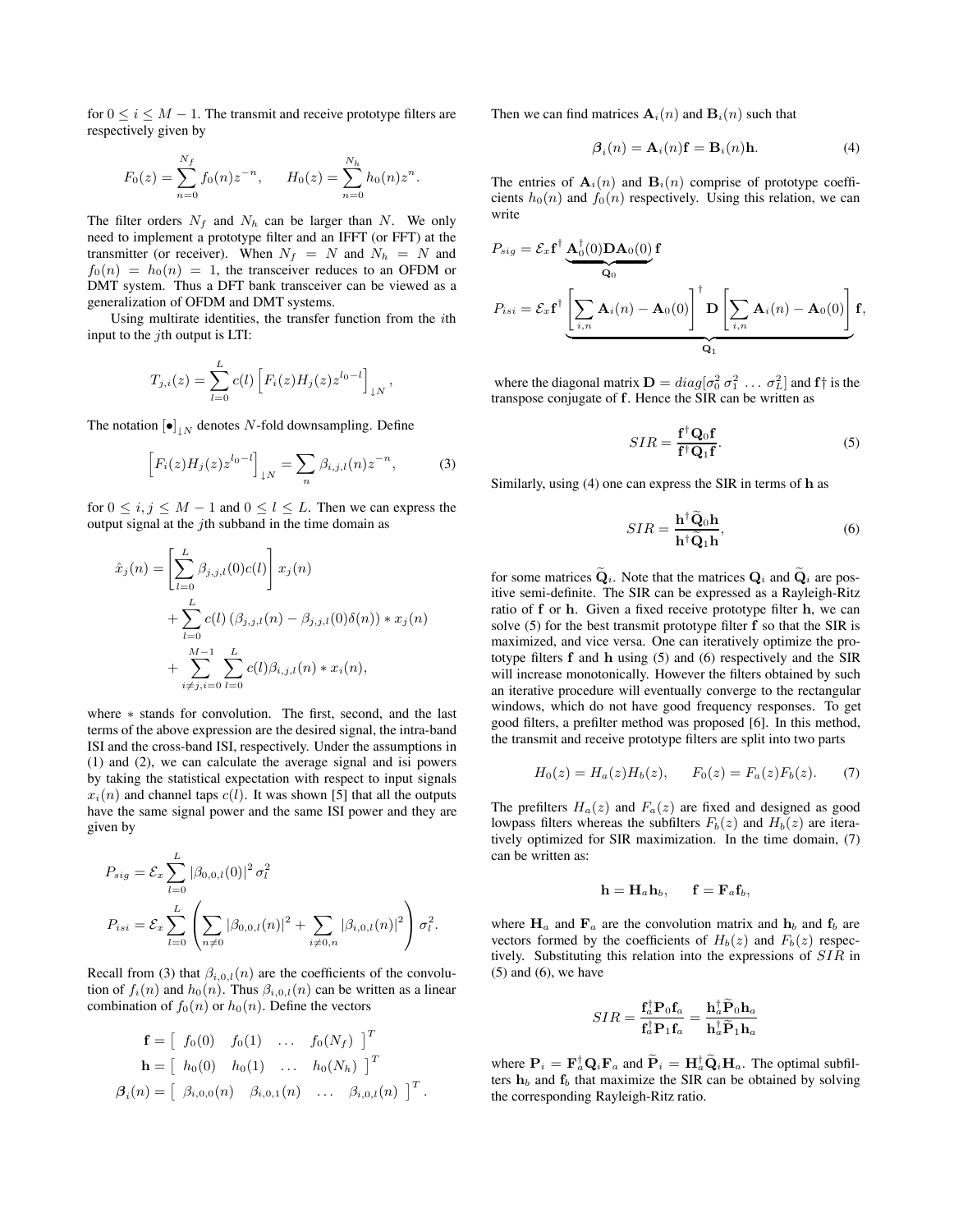for $0 \leq i \leq M-1$. The transmit and receive prototype filters are respectively given by

$$F_0(z) = \sum_{n=0}^{N_f} f_0(n) z^{-n}, \qquad H_0(z) = \sum_{n=0}^{N_h} h_0(n) z^{n}.$$

The filter orders $N_f$ and $N_h$ can be larger than $N$. We only need to implement a prototype filter and an IFFT (or FFT) at the transmitter (or receiver). When $N_f = N$ and $N_h = N$ and $f_0(n) = h_0(n) = 1$, the transceiver reduces to an OFDM or DMT system. Thus a DFT bank transceiver can be viewed as a generalization of OFDM and DMT systems.

Using multirate identities, the transfer function from the $i$th input to the $j$th output is LTI:

$$T_{j,i}(z) = \sum_{l=0}^{L} c(l) \left[ F_i(z) H_j(z) z^{l_0 - l} \right]_{\downarrow N},$$

The notation $[\bullet]_{\downarrow N}$ denotes $N$-fold downsampling. Define

$$\left[ F_i(z) H_j(z) z^{l_0 - l} \right]_{\downarrow N} = \sum_n \beta_{i,j,l}(n) z^{-n}, \tag{3}$$

for $0 \leq i, j \leq M-1$ and $0 \leq l \leq L$. Then we can express the output signal at the $j$th subband in the time domain as

$$\begin{aligned}
\hat{x}_j(n) &= \left[ \sum_{l=0}^{L} \beta_{j,j,l}(0) c(l) \right] x_j(n) \\
&+ \sum_{l=0}^{L} c(l) \left( \beta_{j,j,l}(n) - \beta_{j,j,l}(0) \delta(n) \right) * x_j(n) \\
&+ \sum_{i \neq j, i=0}^{M-1} \sum_{l=0}^{L} c(l) \beta_{i,j,l}(n) * x_i(n),
\end{aligned}$$

where $*$ stands for convolution. The first, second, and the last terms of the above expression are the desired signal, the intra-band ISI and the cross-band ISI, respectively. Under the assumptions in (1) and (2), we can calculate the average signal and isi powers by taking the statistical expectation with respect to input signals $x_i(n)$ and channel taps $c(l)$. It was shown [5] that all the outputs have the same signal power and the same ISI power and they are given by

$$\begin{aligned}
P_{sig} &= \mathcal{E}_x \sum_{l=0}^{L} |\beta_{0,0,l}(0)|^2 \sigma_l^2 \\
P_{isi} &= \mathcal{E}_x \sum_{l=0}^{L} \left( \sum_{n \neq 0} |\beta_{0,0,l}(n)|^2 + \sum_{i \neq 0, n} |\beta_{i,0,l}(n)|^2 \right) \sigma_l^2.
\end{aligned}$$

Recall from (3) that $\beta_{i,0,l}(n)$ are the coefficients of the convolution of $f_i(n)$ and $h_0(n)$. Thus $\beta_{i,0,l}(n)$ can be written as a linear combination of $f_0(n)$ or $h_0(n)$. Define the vectors

$$\begin{aligned}
\mathbf{f} &= \left[ \begin{array}{cccc} f_0(0) & f_0(1) & \ldots & f_0(N_f) \end{array} \right]^T \\
\mathbf{h} &= \left[ \begin{array}{cccc} h_0(0) & h_0(1) & \ldots & h_0(N_h) \end{array} \right]^T \\
\boldsymbol{\beta}_i(n) &= \left[ \begin{array}{cccc} \beta_{i,0,0}(n) & \beta_{i,0,1}(n) & \ldots & \beta_{i,0,l}(n) \end{array} \right]^T.
\end{aligned}$$

Then we can find matrices $\mathbf{A}_i(n)$ and $\mathbf{B}_i(n)$ such that

$$\boldsymbol{\beta}_i(n) = \mathbf{A}_i(n) \mathbf{f} = \mathbf{B}_i(n) \mathbf{h}. \tag{4}$$

The entries of $\mathbf{A}_i(n)$ and $\mathbf{B}_i(n)$ comprise of prototype coefficients $h_0(n)$ and $f_0(n)$ respectively. Using this relation, we can write

$$\begin{aligned}
P_{sig} &= \mathcal{E}_x \mathbf{f}^\dagger \underbrace{\mathbf{A}_0^\dagger(0) \mathbf{D} \mathbf{A}_0(0)}_{\mathbf{Q}_0} \mathbf{f} \\
P_{isi} &= \mathcal{E}_x \mathbf{f}^\dagger \underbrace{\left[ \sum_{i,n} \mathbf{A}_i(n) - \mathbf{A}_0(0) \right]^\dagger \mathbf{D} \left[ \sum_{i,n} \mathbf{A}_i(n) - \mathbf{A}_0(0) \right]}_{\mathbf{Q}_1} \mathbf{f},
\end{aligned}$$

where the diagonal matrix $\mathbf{D} = diag[\sigma_0^2 \ \sigma_1^2 \ \ldots \ \sigma_L^2]$ and $\mathbf{f}\dagger$ is the transpose conjugate of $\mathbf{f}$. Hence the SIR can be written as

$$SIR = \frac{\mathbf{f}^\dagger \mathbf{Q}_0 \mathbf{f}}{\mathbf{f}^\dagger \mathbf{Q}_1 \mathbf{f}}. \tag{5}$$

Similarly, using (4) one can express the SIR in terms of $\mathbf{h}$ as

$$SIR = \frac{\mathbf{h}^\dagger \widetilde{\mathbf{Q}}_0 \mathbf{h}}{\mathbf{h}^\dagger \widetilde{\mathbf{Q}}_1 \mathbf{h}}, \tag{6}$$

for some matrices $\widetilde{\mathbf{Q}}_i$. Note that the matrices $\mathbf{Q}_i$ and $\widetilde{\mathbf{Q}}_i$ are positive semi-definite. The SIR can be expressed as a Rayleigh-Ritz ratio of $\mathbf{f}$ or $\mathbf{h}$. Given a fixed receive prototype filter $\mathbf{h}$, we can solve (5) for the best transmit prototype filter $\mathbf{f}$ so that the SIR is maximized, and vice versa. One can iteratively optimize the prototype filters $\mathbf{f}$ and $\mathbf{h}$ using (5) and (6) respectively and the SIR will increase monotonically. However the filters obtained by such an iterative procedure will eventually converge to the rectangular windows, which do not have good frequency responses. To get good filters, a prefilter method was proposed [6]. In this method, the transmit and receive prototype filters are split into two parts

$$H_0(z) = H_a(z) H_b(z), \qquad F_0(z) = F_a(z) F_b(z). \tag{7}$$

The prefilters $H_a(z)$ and $F_a(z)$ are fixed and designed as good lowpass filters whereas the subfilters $F_b(z)$ and $H_b(z)$ are iteratively optimized for SIR maximization. In the time domain, (7) can be written as:

$$\mathbf{h} = \mathbf{H}_a \mathbf{h}_b, \qquad \mathbf{f} = \mathbf{F}_a \mathbf{f}_b,$$

where $\mathbf{H}_a$ and $\mathbf{F}_a$ are the convolution matrix and $\mathbf{h}_b$ and $\mathbf{f}_b$ are vectors formed by the coefficients of $H_b(z)$ and $F_b(z)$ respectively. Substituting this relation into the expressions of $SIR$ in (5) and (6), we have

$$SIR = \frac{\mathbf{f}_a^\dagger \mathbf{P}_0 \mathbf{f}_a}{\mathbf{f}_a^\dagger \mathbf{P}_1 \mathbf{f}_a} = \frac{\mathbf{h}_a^\dagger \widetilde{\mathbf{P}}_0 \mathbf{h}_a}{\mathbf{h}_a^\dagger \widetilde{\mathbf{P}}_1 \mathbf{h}_a}$$

where $\mathbf{P}_i = \mathbf{F}_a^\dagger \mathbf{Q}_i \mathbf{F}_a$ and $\widetilde{\mathbf{P}}_i = \mathbf{H}_a^\dagger \widetilde{\mathbf{Q}}_i \mathbf{H}_a$. The optimal subfilters $\mathbf{h}_b$ and $\mathbf{f}_b$ that maximize the SIR can be obtained by solving the corresponding Rayleigh-Ritz ratio.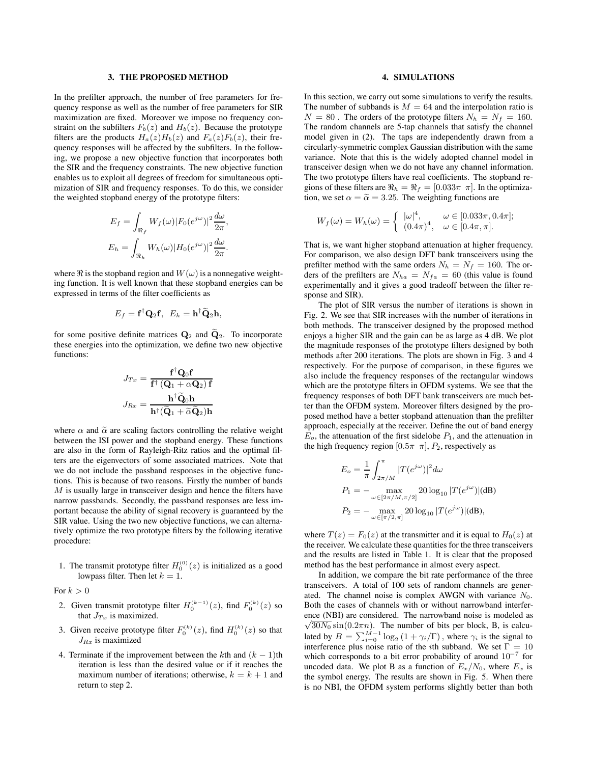## 3. THE PROPOSED METHOD

In the prefilter approach, the number of free parameters for frequency response as well as the number of free parameters for SIR maximization are fixed. Moreover we impose no frequency constraint on the subfilters $F_b(z)$ and $H_b(z)$. Because the prototype filters are the products $H_a(z)H_b(z)$ and $F_a(z)F_b(z)$, their frequency responses will be affected by the subfilters. In the following, we propose a new objective function that incorporates both the SIR and the frequency constraints. The new objective function enables us to exploit all degrees of freedom for simultaneous optimization of SIR and frequency responses. To do this, we consider the weighted stopband energy of the prototype filters:

$$E_f = \int_{\Re_f} W_f(\omega)|F_0(e^{j\omega})|^2 \frac{d\omega}{2\pi},$$

$$E_h = \int_{\Re_h} W_h(\omega)|H_0(e^{j\omega})|^2 \frac{d\omega}{2\pi}.$$

where $\Re$ is the stopband region and $W(\omega)$ is a nonnegative weighting function. It is well known that these stopband energies can be expressed in terms of the filter coefficients as

$$E_f = \mathbf{f}^\dagger \mathbf{Q}_2 \mathbf{f}, \;\; E_h = \mathbf{h}^\dagger \widetilde{\mathbf{Q}}_2 \mathbf{h},$$

for some positive definite matrices $\mathbf{Q}_2$ and $\widetilde{\mathbf{Q}}_2$. To incorporate these energies into the optimization, we define two new objective functions:

$$J_{Tx} = \frac{\mathbf{f}^\dagger \mathbf{Q}_0 \mathbf{f}}{\mathbf{f}^\dagger\left(\mathbf{Q}_1 + \alpha \mathbf{Q}_2\right)\mathbf{f}}$$

$$J_{Rx} = \frac{\mathbf{h}^\dagger \widetilde{\mathbf{Q}}_0 \mathbf{h}}{\mathbf{h}^\dagger(\widetilde{\mathbf{Q}}_1 + \widetilde{\alpha}\widetilde{\mathbf{Q}}_2)\mathbf{h}}$$

where $\alpha$ and $\widetilde{\alpha}$ are scaling factors controlling the relative weight between the ISI power and the stopband energy. These functions are also in the form of Rayleigh-Ritz ratios and the optimal filters are the eigenvectors of some associated matrices. Note that we do not include the passband responses in the objective functions. This is because of two reasons. Firstly the number of bands $M$ is usually large in transceiver design and hence the filters have narrow passbands. Secondly, the passband responses are less important because the ability of signal recovery is guaranteed by the SIR value. Using the two new objective functions, we can alternatively optimize the two prototype filters by the following iterative procedure:

1. The transmit prototype filter $H_0^{(0)}(z)$ is initialized as a good lowpass filter. Then let $k = 1$.

For $k > 0$

2. Given transmit prototype filter $H_0^{(k-1)}(z)$, find $F_0^{(k)}(z)$ so that $J_{Tx}$ is maximized.
3. Given receive prototype filter $F_0^{(k)}(z)$, find $H_0^{(k)}(z)$ so that $J_{Rx}$ is maximized
4. Terminate if the improvement between the $k$th and $(k-1)$th iteration is less than the desired value or if it reaches the maximum number of iterations; otherwise, $k = k + 1$ and return to step 2.

## 4. SIMULATIONS

In this section, we carry out some simulations to verify the results. The number of subbands is $M = 64$ and the interpolation ratio is $N = 80$ . The orders of the prototype filters $N_h = N_f = 160$. The random channels are 5-tap channels that satisfy the channel model given in (2). The taps are independently drawn from a circularly-symmetric complex Gaussian distribution with the same variance. Note that this is the widely adopted channel model in transceiver design when we do not have any channel information. The two prototype filters have real coefficients. The stopband regions of these filters are $\Re_h = \Re_f = [0.033\pi \;\; \pi]$. In the optimization, we set $\alpha = \widetilde{\alpha} = 3.25$. The weighting functions are

$$W_f(\omega) = W_h(\omega) = \begin{cases} |\omega|^4, & \omega \in [0.033\pi, 0.4\pi]; \\ (0.4\pi)^4, & \omega \in [0.4\pi, \pi]. \end{cases}$$

That is, we want higher stopband attenuation at higher frequency. For comparison, we also design DFT bank transceivers using the prefilter method with the same orders $N_h = N_f = 160$. The orders of the prefilters are $N_{ha} = N_{fa} = 60$ (this value is found experimentally and it gives a good tradeoff between the filter response and SIR).

The plot of SIR versus the number of iterations is shown in Fig. 2. We see that SIR increases with the number of iterations in both methods. The transceiver designed by the proposed method enjoys a higher SIR and the gain can be as large as 4 dB. We plot the magnitude responses of the prototype filters designed by both methods after 200 iterations. The plots are shown in Fig. 3 and 4 respectively. For the purpose of comparison, in these figures we also include the frequency responses of the rectangular windows which are the prototype filters in OFDM systems. We see that the frequency responses of both DFT bank transceivers are much better than the OFDM system. Moreover filters designed by the proposed method have a better stopband attenuation than the prefilter approach, especially at the receiver. Define the out of band energy $E_o$, the attenuation of the first sidelobe $P_1$, and the attenuation in the high frequency region $[0.5\pi \;\; \pi]$, $P_2$, respectively as

$$E_o = \frac{1}{\pi}\int_{2\pi/M}^{\pi} |T(e^{j\omega})|^2 d\omega$$

$$P_1 = -\max_{\omega \in [2\pi/M, \pi/2]} 20\log_{10}|T(e^{j\omega})|(\text{dB})$$

$$P_2 = -\max_{\omega \in [\pi/2, \pi]} 20\log_{10}|T(e^{j\omega})|(\text{dB}),$$

where $T(z) = F_0(z)$ at the transmitter and it is equal to $H_0(z)$ at the receiver. We calculate these quantities for the three transceivers and the results are listed in Table 1. It is clear that the proposed method has the best performance in almost every aspect.

In addition, we compare the bit rate performance of the three transceivers. A total of 100 sets of random channels are generated. The channel noise is complex AWGN with variance $N_0$. Both the cases of channels with or without narrowband interference (NBI) are considered. The narrowband noise is modeled as $\sqrt{30N_0}\sin(0.2\pi n)$. The number of bits per block, B, is calculated by $B = \sum_{i=0}^{M-1} \log_2\left(1 + \gamma_i/\Gamma\right)$, where $\gamma_i$ is the signal to interference plus noise ratio of the $i$th subband. We set $\Gamma = 10$ which corresponds to a bit error probability of around $10^{-7}$ for uncoded data. We plot B as a function of $E_x/N_0$, where $E_x$ is the symbol energy. The results are shown in Fig. 5. When there is no NBI, the OFDM system performs slightly better than both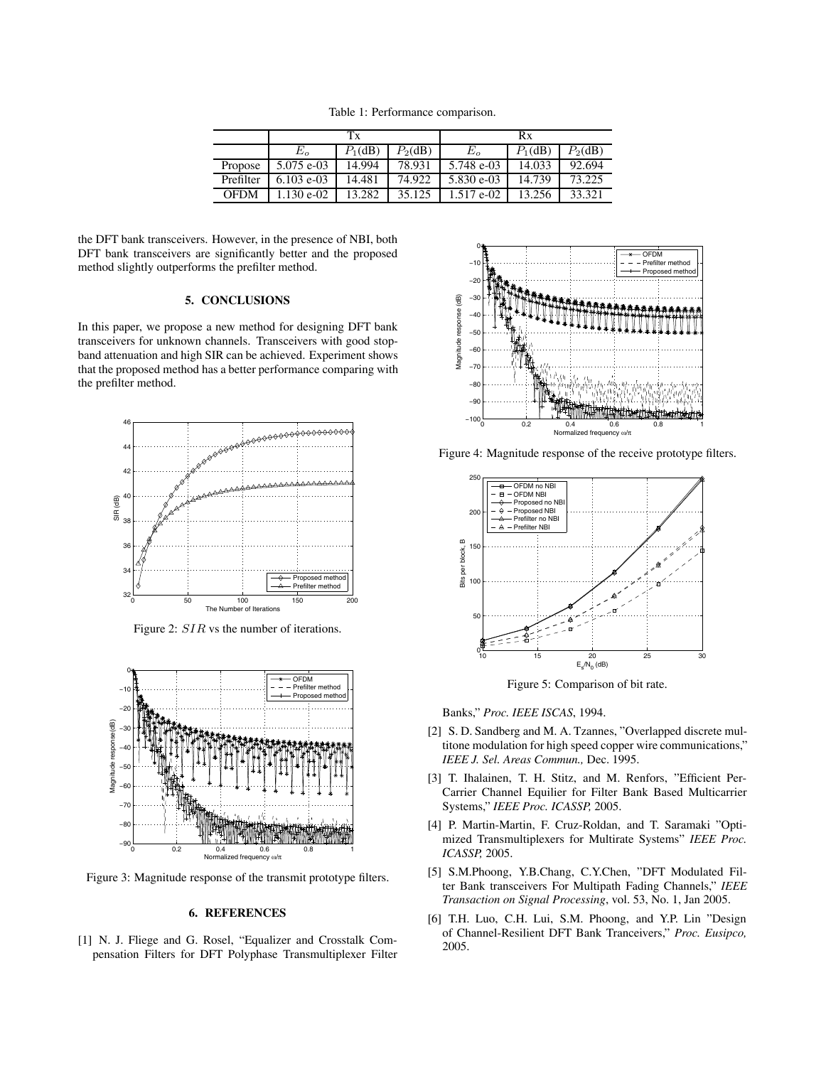Table 1: Performance comparison.

| | Tx | | | Rx | | |
|---|---|---|---|---|---|---|
| | $E_o$ | $P_1$(dB) | $P_2$(dB) | $E_o$ | $P_1$(dB) | $P_2$(dB) |
| Propose | 5.075 e-03 | 14.994 | 78.931 | 5.748 e-03 | 14.033 | 92.694 |
| Prefilter | 6.103 e-03 | 14.481 | 74.922 | 5.830 e-03 | 14.739 | 73.225 |
| OFDM | 1.130 e-02 | 13.282 | 35.125 | 1.517 e-02 | 13.256 | 33.321 |

the DFT bank transceivers. However, in the presence of NBI, both DFT bank transceivers are significantly better and the proposed method slightly outperforms the prefilter method.

## 5. CONCLUSIONS

In this paper, we propose a new method for designing DFT bank transceivers for unknown channels. Transceivers with good stopband attenuation and high SIR can be achieved. Experiment shows that the proposed method has a better performance comparing with the prefilter method.

SIR (dB)
The Number of Iterations
Proposed method
Prefilter method

Figure 2: $SIR$ vs the number of iterations.

Magnitude response (dB)
Normalized frequency ω/π
OFDM
Prefilter method
Proposed method

Figure 3: Magnitude response of the transmit prototype filters.

Magnitude response (dB)
Normalized frequency ω/π
OFDM
Prefilter method
Proposed method

Figure 4: Magnitude response of the receive prototype filters.

Bits per block, B
$E_s/N_0$ (dB)
OFDM no NBI
OFDM NBI
Proposed no NBI
Proposed NBI
Prefilter no NBI
Prefilter NBI

Figure 5: Comparison of bit rate.

## 6. REFERENCES

[1] N. J. Fliege and G. Rosel, "Equalizer and Crosstalk Compensation Filters for DFT Polyphase Transmultiplexer Filter Banks," *Proc. IEEE ISCAS*, 1994.

[2] S. D. Sandberg and M. A. Tzannes, "Overlapped discrete multitone modulation for high speed copper wire communications," *IEEE J. Sel. Areas Commun.,* Dec. 1995.

[3] T. Ihalainen, T. H. Stitz, and M. Renfors, "Efficient Per-Carrier Channel Equilier for Filter Bank Based Multicarrier Systems," *IEEE Proc. ICASSP,* 2005.

[4] P. Martin-Martin, F. Cruz-Roldan, and T. Saramaki "Optimized Transmultiplexers for Multirate Systems" *IEEE Proc. ICASSP,* 2005.

[5] S.M.Phoong, Y.B.Chang, C.Y.Chen, "DFT Modulated Filter Bank transceivers For Multipath Fading Channels," *IEEE Transaction on Signal Processing*, vol. 53, No. 1, Jan 2005.

[6] T.H. Luo, C.H. Lui, S.M. Phoong, and Y.P. Lin "Design of Channel-Resilient DFT Bank Tranceivers," *Proc. Eusipco,* 2005.